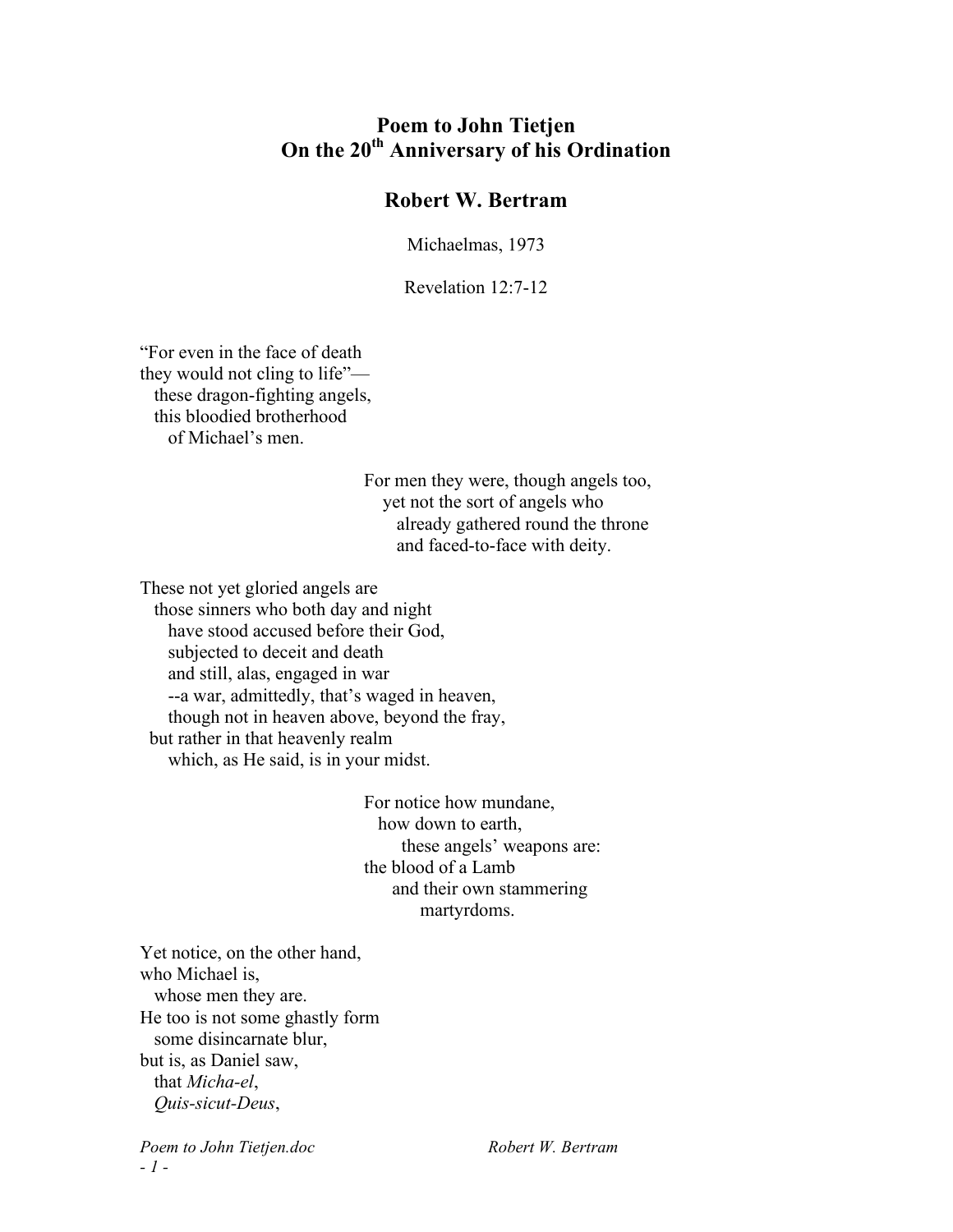# Poem to John Tietjen
# On the 20th Anniversary of his Ordination

## Robert W. Bertram

Michaelmas, 1973

Revelation 12:7-12

"For even in the face of death  
they would not cling to life"—  
these dragon-fighting angels,  
this bloodied brotherhood  
of Michael's men.

For men they were, though angels too,  
yet not the sort of angels who  
already gathered round the throne  
and faced-to-face with deity.

These not yet gloried angels are  
those sinners who both day and night  
have stood accused before their God,  
subjected to deceit and death  
and still, alas, engaged in war  
--a war, admittedly, that's waged in heaven,  
though not in heaven above, beyond the fray,  
but rather in that heavenly realm  
which, as He said, is in your midst.

For notice how mundane,  
how down to earth,  
these angels' weapons are:  
the blood of a Lamb  
and their own stammering  
martyrdoms.

Yet notice, on the other hand,  
who Michael is,  
whose men they are.  
He too is not some ghastly form  
some disincarnate blur,  
but is, as Daniel saw,  
that *Micha-el*,  
*Quis-sicut-Deus*,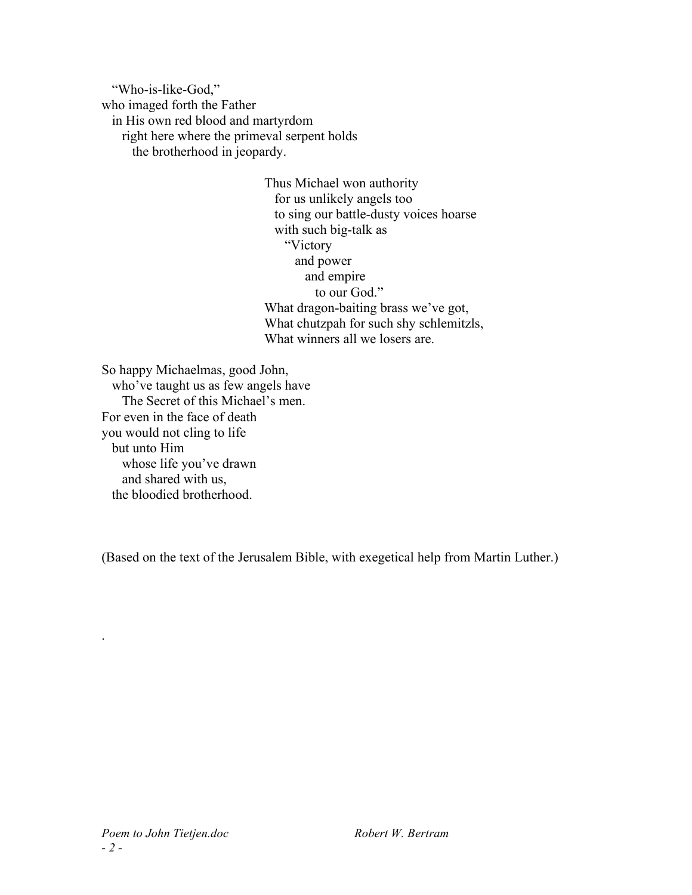"Who-is-like-God,"
who imaged forth the Father
in His own red blood and martyrdom
right here where the primeval serpent holds
the brotherhood in jeopardy.

Thus Michael won authority
for us unlikely angels too
to sing our battle-dusty voices hoarse
with such big-talk as
"Victory
and power
and empire
to our God."
What dragon-baiting brass we've got,
What chutzpah for such shy schlemitzls,
What winners all we losers are.

So happy Michaelmas, good John,
who've taught us as few angels have
The Secret of this Michael's men.
For even in the face of death
you would not cling to life
but unto Him
whose life you've drawn
and shared with us,
the bloodied brotherhood.

(Based on the text of the Jerusalem Bible, with exegetical help from Martin Luther.)